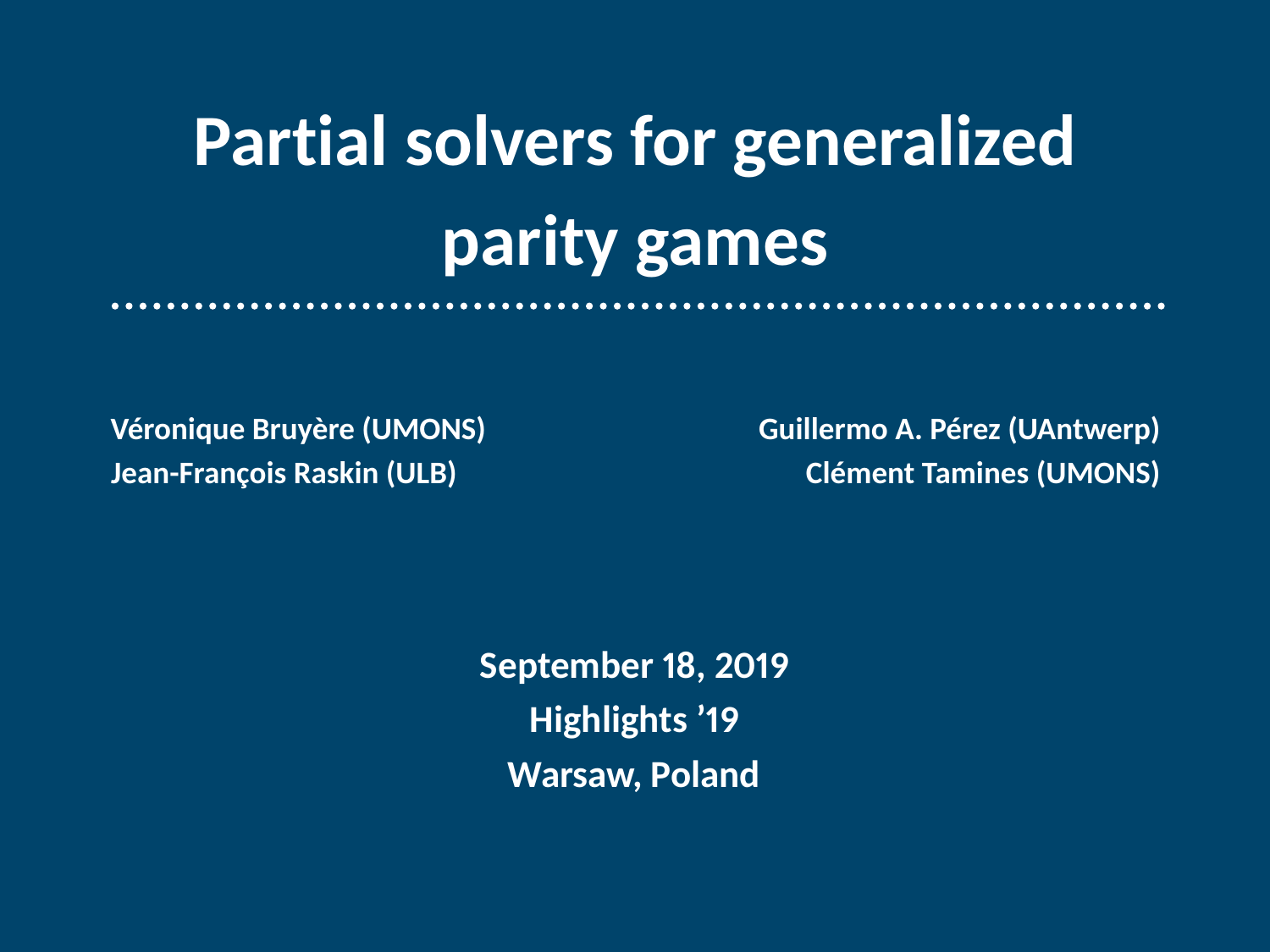# Partial solvers for generalized parity games

**Véronique Bruyère (UMONS)**
**Jean-François Raskin (ULB)**

**Guillermo A. Pérez (UAntwerp)**
**Clément Tamines (UMONS)**

**September 18, 2019**
**Highlights ’19**
**Warsaw, Poland**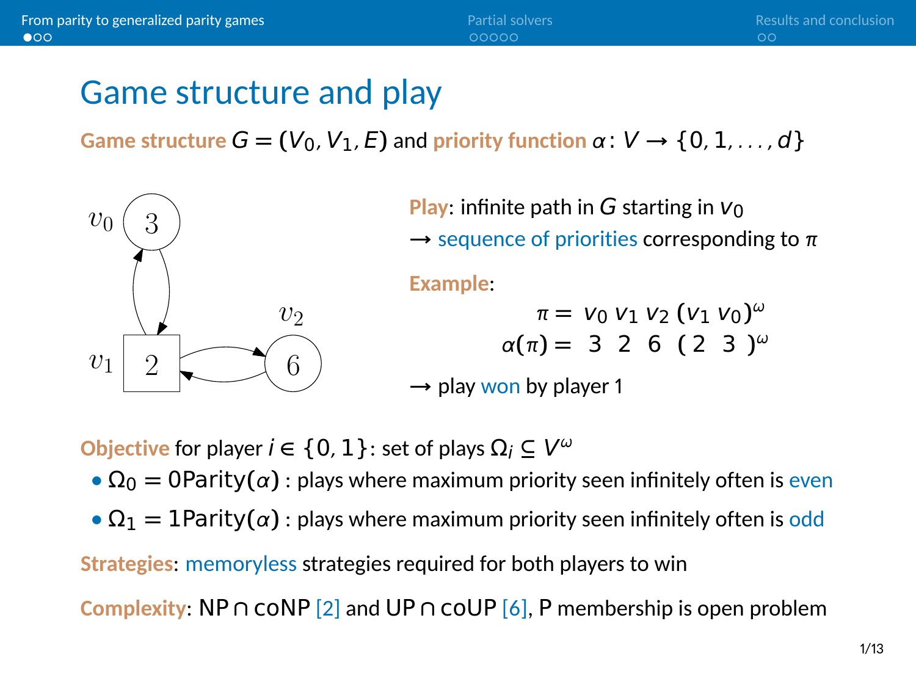# Game structure and play

**Game structure** $G = (V_0, V_1, E)$ and **priority function** $\alpha\colon V \to \{0, 1, \dots, d\}$

**Play**: infinite path in $G$ starting in $v_0$

→ sequence of priorities corresponding to $\pi$

**Example**:

$$\pi = v_0\, v_1\, v_2\, (v_1\, v_0)^\omega$$
$$\alpha(\pi) = 3\ \ 2\ \ 6\ \ (2\ \ 3\ )^\omega$$

→ play won by player 1

**Objective** for player $i \in \{0, 1\}$: set of plays $\Omega_i \subseteq V^\omega$

- $\Omega_0 = 0\text{Parity}(\alpha)$ : plays where maximum priority seen infinitely often is even
- $\Omega_1 = 1\text{Parity}(\alpha)$ : plays where maximum priority seen infinitely often is odd

**Strategies**: memoryless strategies required for both players to win

**Complexity**: NP ∩ coNP [2] and UP ∩ coUP [6], P membership is open problem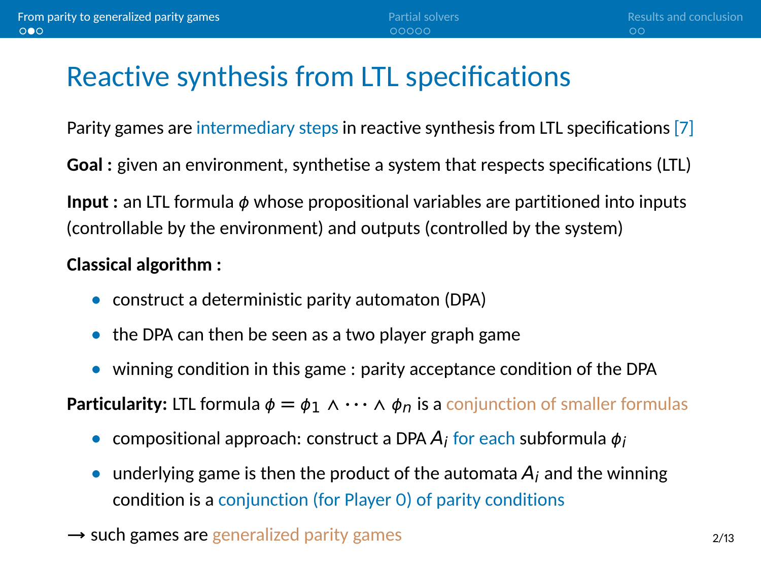# Reactive synthesis from LTL specifications

Parity games are intermediary steps in reactive synthesis from LTL specifications [7]

**Goal :** given an environment, synthetise a system that respects specifications (LTL)

**Input :** an LTL formula $\phi$ whose propositional variables are partitioned into inputs (controllable by the environment) and outputs (controlled by the system)

**Classical algorithm :**

- construct a deterministic parity automaton (DPA)
- the DPA can then be seen as a two player graph game
- winning condition in this game : parity acceptance condition of the DPA

**Particularity:** LTL formula $\phi = \phi_1 \wedge \cdots \wedge \phi_n$ is a conjunction of smaller formulas

- compositional approach: construct a DPA $A_i$ for each subformula $\phi_i$
- underlying game is then the product of the automata $A_i$ and the winning condition is a conjunction (for Player 0) of parity conditions

→ such games are generalized parity games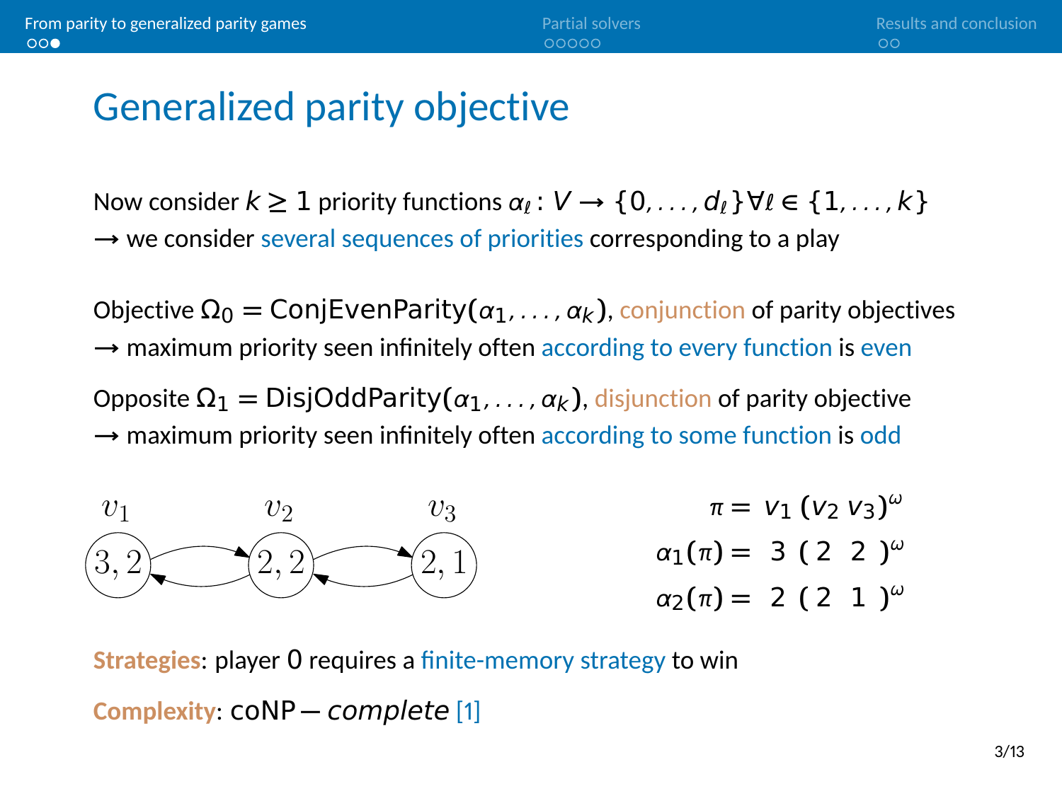# Generalized parity objective

Now consider $k \geq 1$ priority functions $\alpha_\ell : V \to \{0, \ldots, d_\ell\} \forall \ell \in \{1, \ldots, k\}$
→ we consider several sequences of priorities corresponding to a play

Objective $\Omega_0 = \text{ConjEvenParity}(\alpha_1, \ldots, \alpha_k)$, conjunction of parity objectives
→ maximum priority seen infinitely often according to every function is even

Opposite $\Omega_1 = \text{DisjOddParity}(\alpha_1, \ldots, \alpha_k)$, disjunction of parity objective
→ maximum priority seen infinitely often according to some function is odd

$v_1$ (3, 2) ⇄ $v_2$ (2, 2) ⇄ $v_3$ (2, 1)

$$\pi = v_1 \, (v_2 \, v_3)^\omega$$
$$\alpha_1(\pi) = 3 \, (2 \;\; 2)^\omega$$
$$\alpha_2(\pi) = 2 \, (2 \;\; 1)^\omega$$

**Strategies**: player 0 requires a finite-memory strategy to win

**Complexity**: coNP − *complete* [1]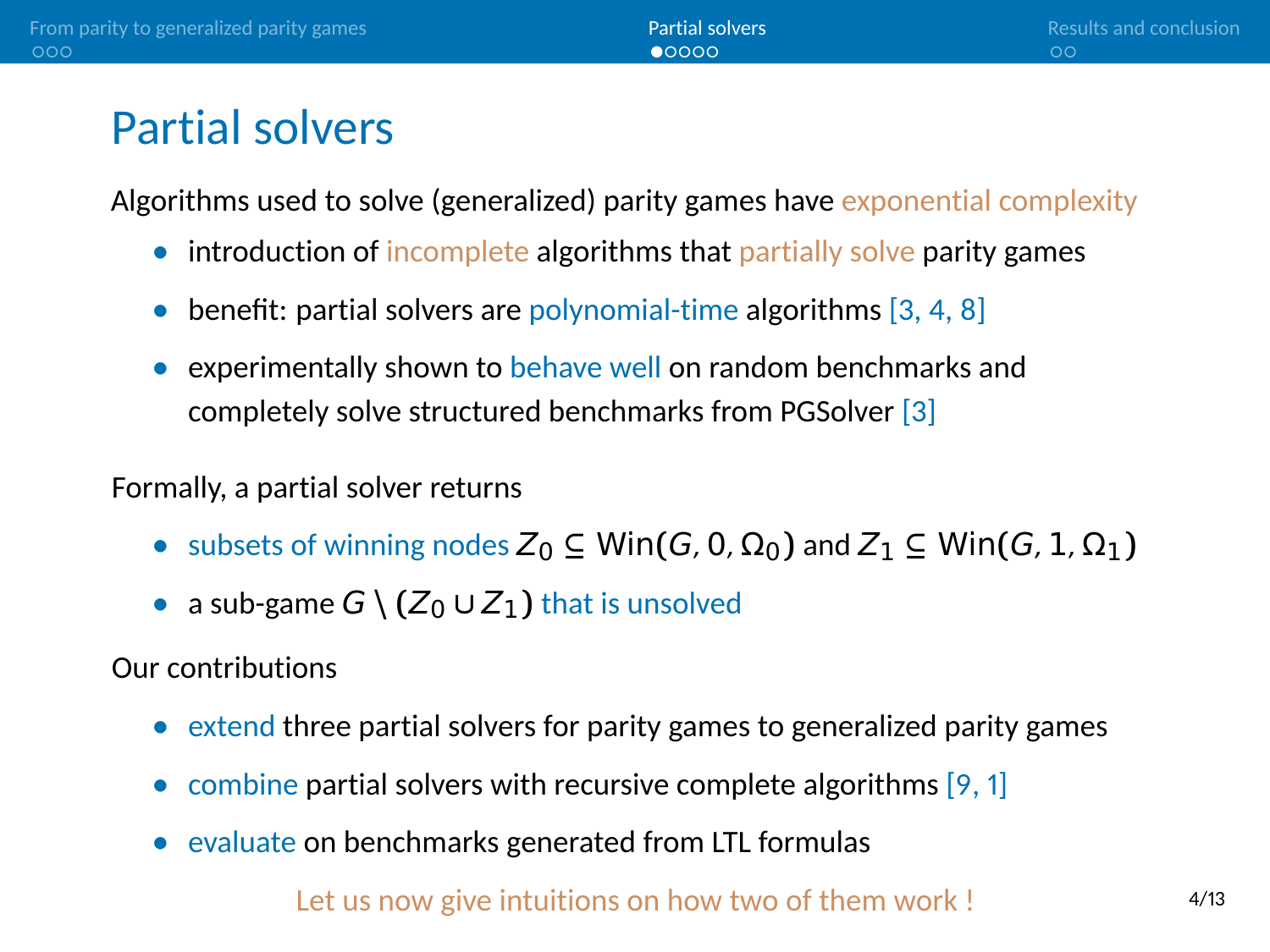# Partial solvers

Algorithms used to solve (generalized) parity games have exponential complexity

- introduction of incomplete algorithms that partially solve parity games
- benefit: partial solvers are polynomial-time algorithms [3, 4, 8]
- experimentally shown to behave well on random benchmarks and completely solve structured benchmarks from PGSolver [3]

Formally, a partial solver returns

- subsets of winning nodes $Z_0 \subseteq \mathsf{Win}(G, 0, \Omega_0)$ and $Z_1 \subseteq \mathsf{Win}(G, 1, \Omega_1)$
- a sub-game $G \setminus (Z_0 \cup Z_1)$ that is unsolved

Our contributions

- extend three partial solvers for parity games to generalized parity games
- combine partial solvers with recursive complete algorithms [9, 1]
- evaluate on benchmarks generated from LTL formulas

Let us now give intuitions on how two of them work !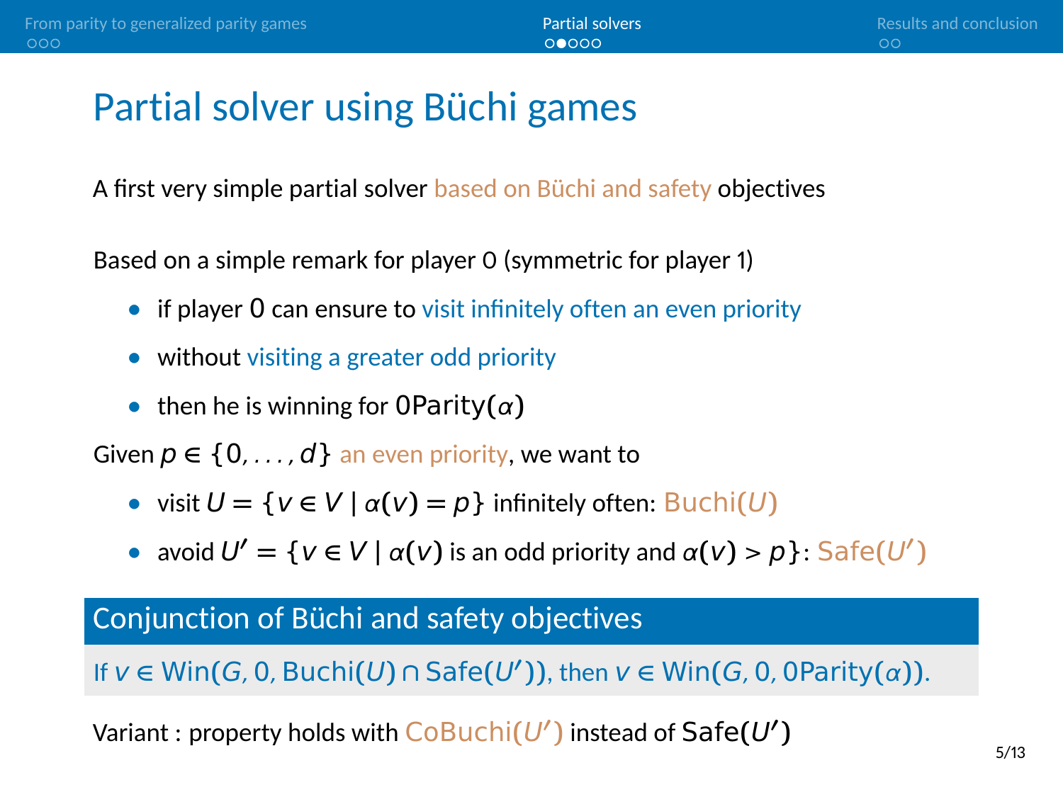# Partial solver using Büchi games

A first very simple partial solver based on Büchi and safety objectives

Based on a simple remark for player 0 (symmetric for player 1)

- if player $0$ can ensure to visit infinitely often an even priority
- without visiting a greater odd priority
- then he is winning for $\mathsf{0Parity}(\alpha)$

Given $p \in \{0, \ldots, d\}$ an even priority, we want to

- visit $U = \{v \in V \mid \alpha(v) = p\}$ infinitely often: $\mathsf{Buchi}(U)$
- avoid $U' = \{v \in V \mid \alpha(v)$ is an odd priority and $\alpha(v) > p\}$: $\mathsf{Safe}(U')$

## Conjunction of Büchi and safety objectives

If $v \in \mathsf{Win}(G, 0, \mathsf{Buchi}(U) \cap \mathsf{Safe}(U'))$, then $v \in \mathsf{Win}(G, 0, \mathsf{0Parity}(\alpha))$.

Variant : property holds with $\mathsf{CoBuchi}(U')$ instead of $\mathsf{Safe}(U')$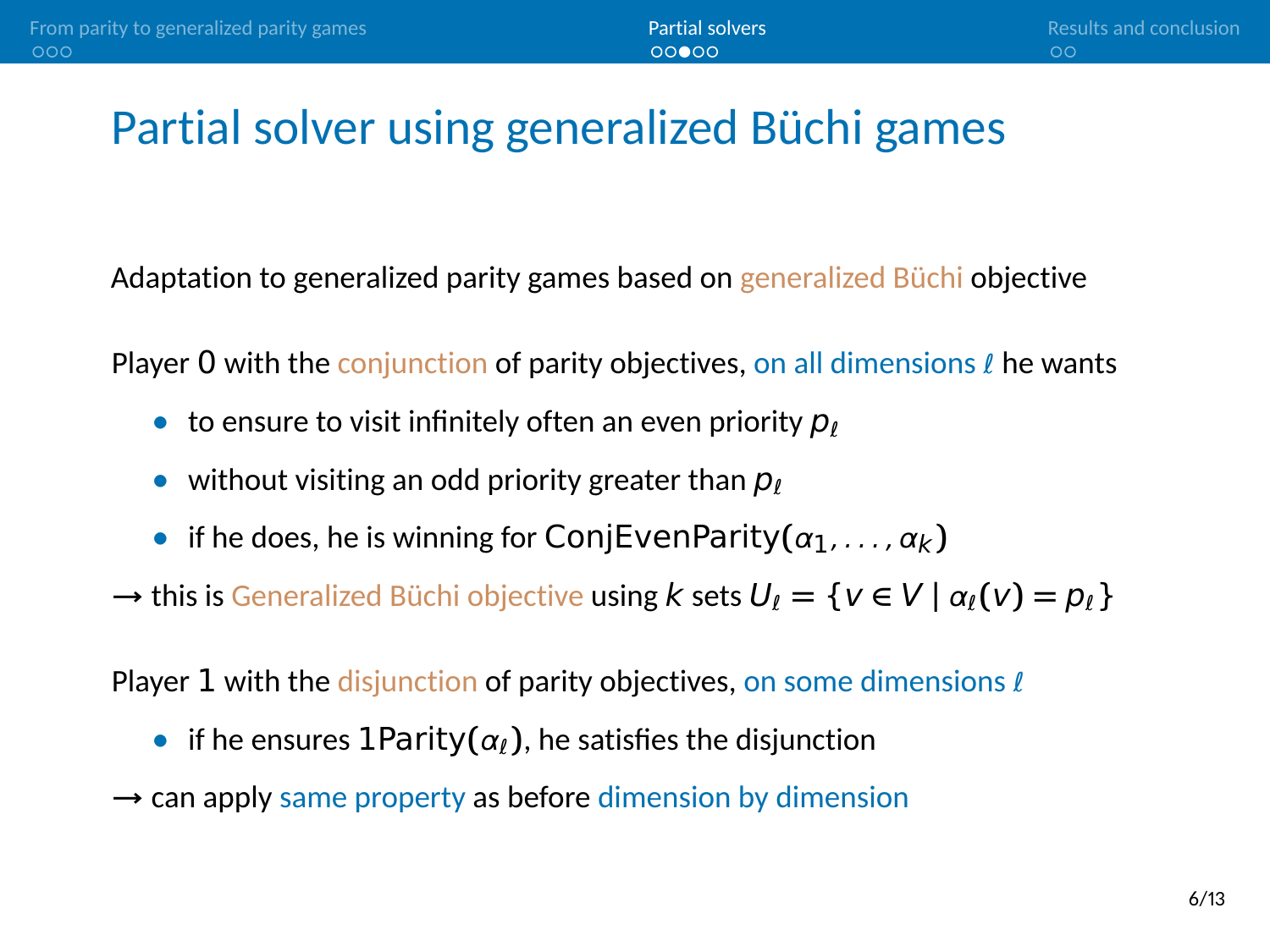# Partial solver using generalized Büchi games

Adaptation to generalized parity games based on generalized Büchi objective

Player 0 with the conjunction of parity objectives, on all dimensions $\ell$ he wants

- to ensure to visit infinitely often an even priority $p_\ell$
- without visiting an odd priority greater than $p_\ell$
- if he does, he is winning for $\mathsf{ConjEvenParity}(\alpha_1, \ldots, \alpha_k)$

→ this is Generalized Büchi objective using $k$ sets $U_\ell = \{v \in V \mid \alpha_\ell(v) = p_\ell\}$

Player 1 with the disjunction of parity objectives, on some dimensions $\ell$

- if he ensures $1\mathsf{Parity}(\alpha_\ell)$, he satisfies the disjunction

→ can apply same property as before dimension by dimension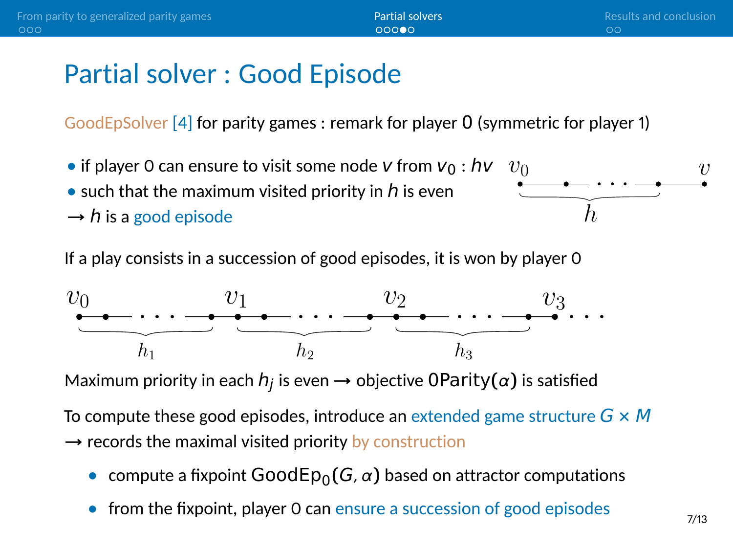# Partial solver : Good Episode

GoodEpSolver [4] for parity games : remark for player 0 (symmetric for player 1)

- if player 0 can ensure to visit some node $v$ from $v_0$ : $hv$
- such that the maximum visited priority in $h$ is even

→ $h$ is a good episode

If a play consists in a succession of good episodes, it is won by player 0

Maximum priority in each $h_j$ is even → objective $0\text{Parity}(\alpha)$ is satisfied

To compute these good episodes, introduce an extended game structure $G \times M$

→ records the maximal visited priority by construction

- compute a fixpoint $\text{GoodEp}_0(G, \alpha)$ based on attractor computations
- from the fixpoint, player 0 can ensure a succession of good episodes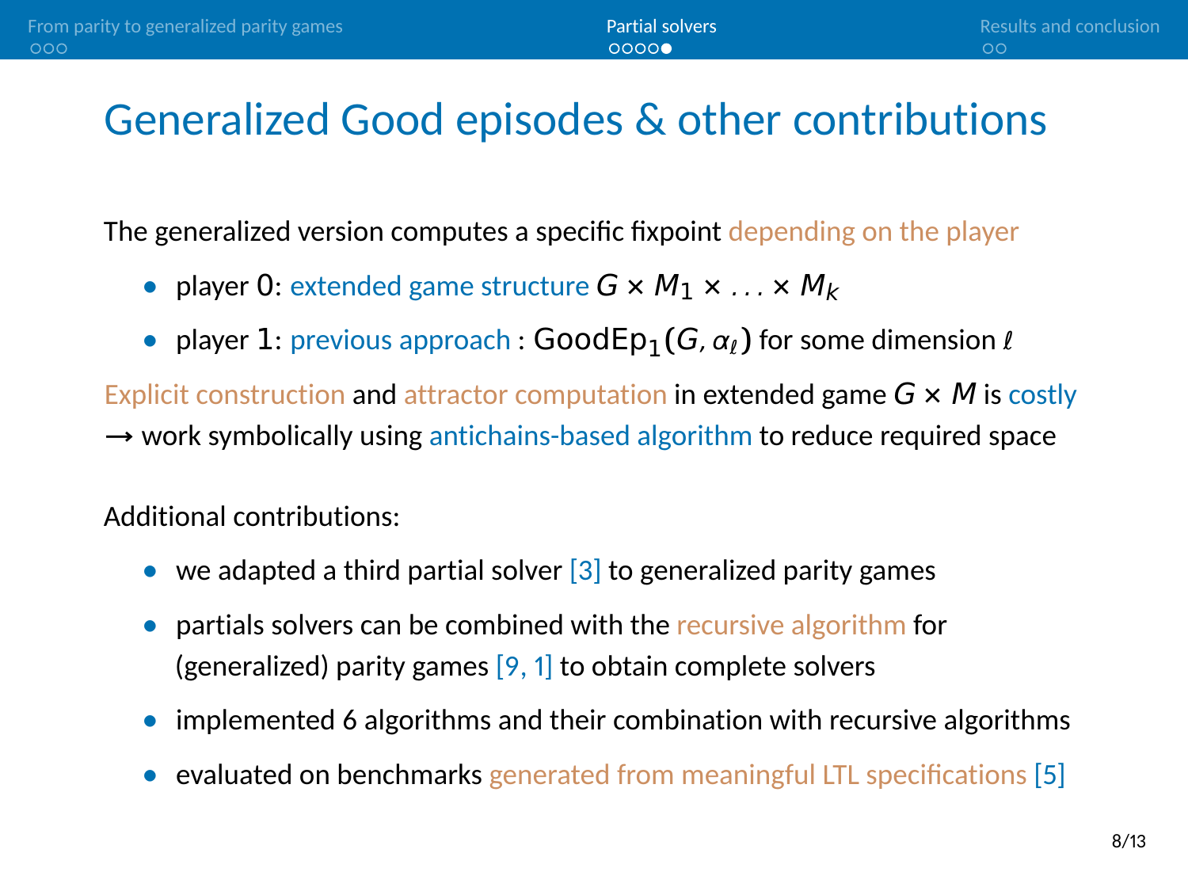# Generalized Good episodes & other contributions

The generalized version computes a specific fixpoint depending on the player

- player 0: extended game structure $G \times M_1 \times \ldots \times M_k$
- player 1: previous approach : $\mathsf{GoodEp}_1(G, \alpha_\ell)$ for some dimension $\ell$

Explicit construction and attractor computation in extended game $G \times M$ is costly
→ work symbolically using antichains-based algorithm to reduce required space

Additional contributions:

- we adapted a third partial solver [3] to generalized parity games
- partials solvers can be combined with the recursive algorithm for (generalized) parity games [9, 1] to obtain complete solvers
- implemented 6 algorithms and their combination with recursive algorithms
- evaluated on benchmarks generated from meaningful LTL specifications [5]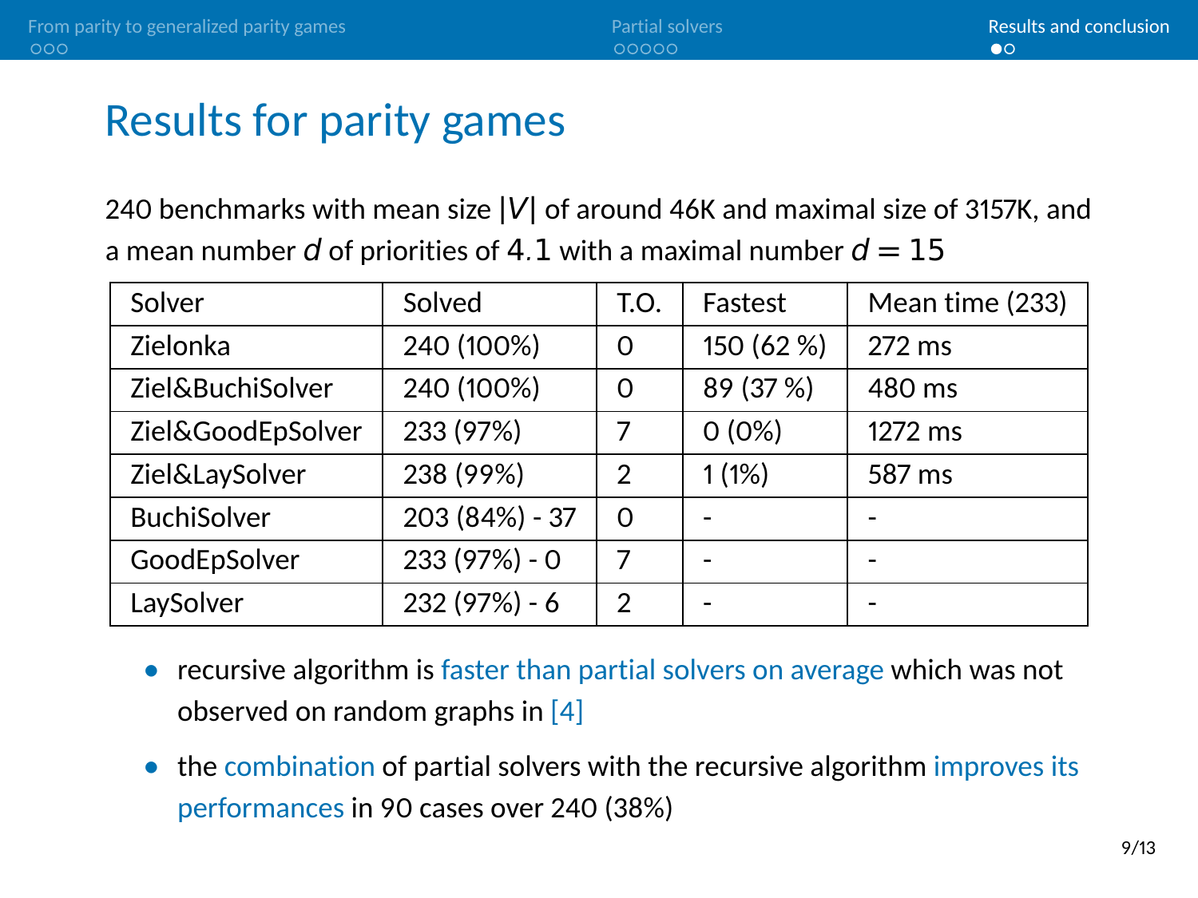# Results for parity games

240 benchmarks with mean size $|V|$ of around 46K and maximal size of 3157K, and a mean number $d$ of priorities of $4.1$ with a maximal number $d = 15$

| Solver | Solved | T.O. | Fastest | Mean time (233) |
|---|---|---|---|---|
| Zielonka | 240 (100%) | 0 | 150 (62 %) | 272 ms |
| Ziel&BuchiSolver | 240 (100%) | 0 | 89 (37 %) | 480 ms |
| Ziel&GoodEpSolver | 233 (97%) | 7 | 0 (0%) | 1272 ms |
| Ziel&LaySolver | 238 (99%) | 2 | 1 (1%) | 587 ms |
| BuchiSolver | 203 (84%) - 37 | 0 | - | - |
| GoodEpSolver | 233 (97%) - 0 | 7 | - | - |
| LaySolver | 232 (97%) - 6 | 2 | - | - |

- recursive algorithm is faster than partial solvers on average which was not observed on random graphs in [4]
- the combination of partial solvers with the recursive algorithm improves its performances in 90 cases over 240 (38%)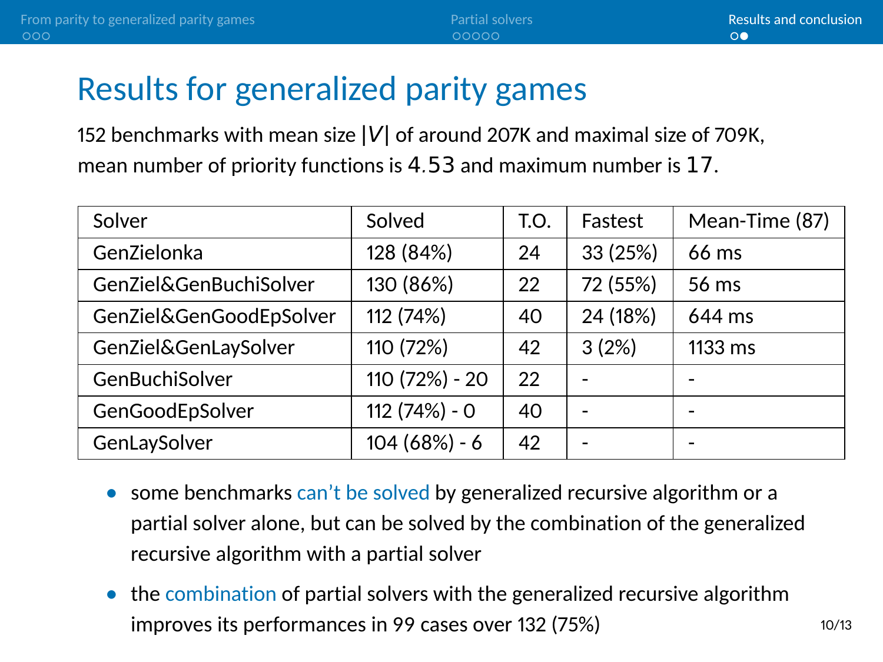# Results for generalized parity games

152 benchmarks with mean size $|V|$ of around 207K and maximal size of 709K, mean number of priority functions is $4.53$ and maximum number is $17$.

| Solver | Solved | T.O. | Fastest | Mean-Time (87) |
|---|---|---|---|---|
| GenZielonka | 128 (84%) | 24 | 33 (25%) | 66 ms |
| GenZiel&GenBuchiSolver | 130 (86%) | 22 | 72 (55%) | 56 ms |
| GenZiel&GenGoodEpSolver | 112 (74%) | 40 | 24 (18%) | 644 ms |
| GenZiel&GenLaySolver | 110 (72%) | 42 | 3 (2%) | 1133 ms |
| GenBuchiSolver | 110 (72%) - 20 | 22 | - | - |
| GenGoodEpSolver | 112 (74%) - 0 | 40 | - | - |
| GenLaySolver | 104 (68%) - 6 | 42 | - | - |

- some benchmarks can't be solved by generalized recursive algorithm or a partial solver alone, but can be solved by the combination of the generalized recursive algorithm with a partial solver
- the combination of partial solvers with the generalized recursive algorithm improves its performances in 99 cases over 132 (75%)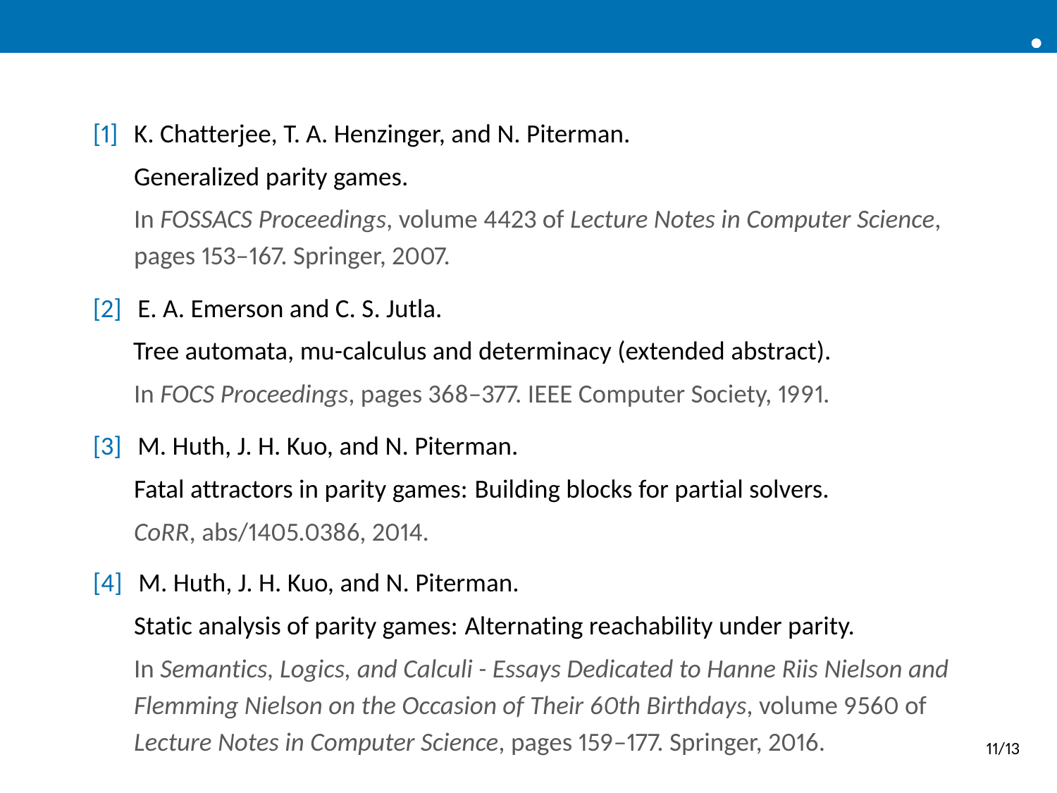[1] K. Chatterjee, T. A. Henzinger, and N. Piterman.
Generalized parity games.
In *FOSSACS Proceedings*, volume 4423 of *Lecture Notes in Computer Science*, pages 153–167. Springer, 2007.

[2] E. A. Emerson and C. S. Jutla.
Tree automata, mu-calculus and determinacy (extended abstract).
In *FOCS Proceedings*, pages 368–377. IEEE Computer Society, 1991.

[3] M. Huth, J. H. Kuo, and N. Piterman.
Fatal attractors in parity games: Building blocks for partial solvers.
*CoRR*, abs/1405.0386, 2014.

[4] M. Huth, J. H. Kuo, and N. Piterman.
Static analysis of parity games: Alternating reachability under parity.
In *Semantics, Logics, and Calculi - Essays Dedicated to Hanne Riis Nielson and Flemming Nielson on the Occasion of Their 60th Birthdays*, volume 9560 of *Lecture Notes in Computer Science*, pages 159–177. Springer, 2016.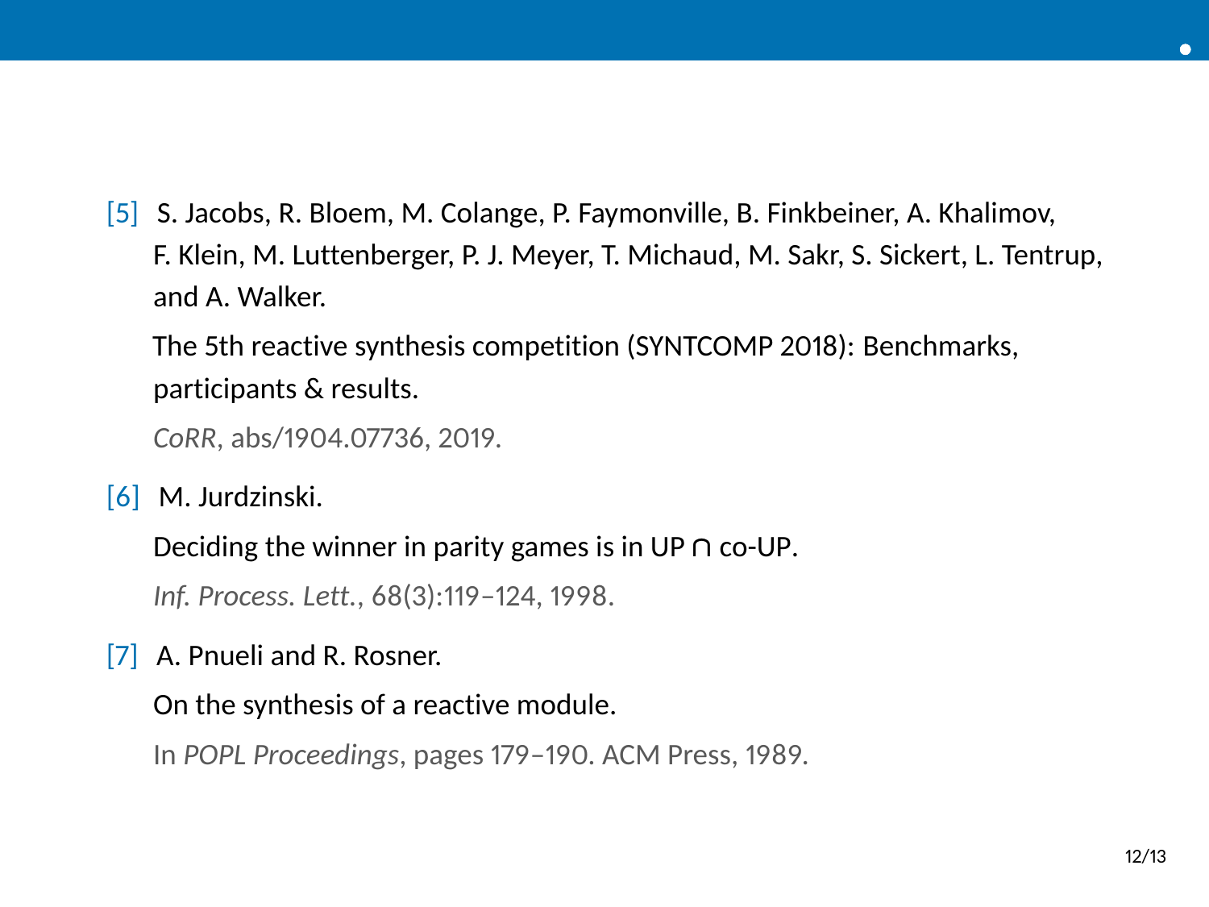[5] S. Jacobs, R. Bloem, M. Colange, P. Faymonville, B. Finkbeiner, A. Khalimov, F. Klein, M. Luttenberger, P. J. Meyer, T. Michaud, M. Sakr, S. Sickert, L. Tentrup, and A. Walker.

The 5th reactive synthesis competition (SYNTCOMP 2018): Benchmarks, participants & results.

*CoRR*, abs/1904.07736, 2019.

[6] M. Jurdzinski.

Deciding the winner in parity games is in UP $\cap$ co-UP.

*Inf. Process. Lett.*, 68(3):119–124, 1998.

[7] A. Pnueli and R. Rosner.

On the synthesis of a reactive module.

In *POPL Proceedings*, pages 179–190. ACM Press, 1989.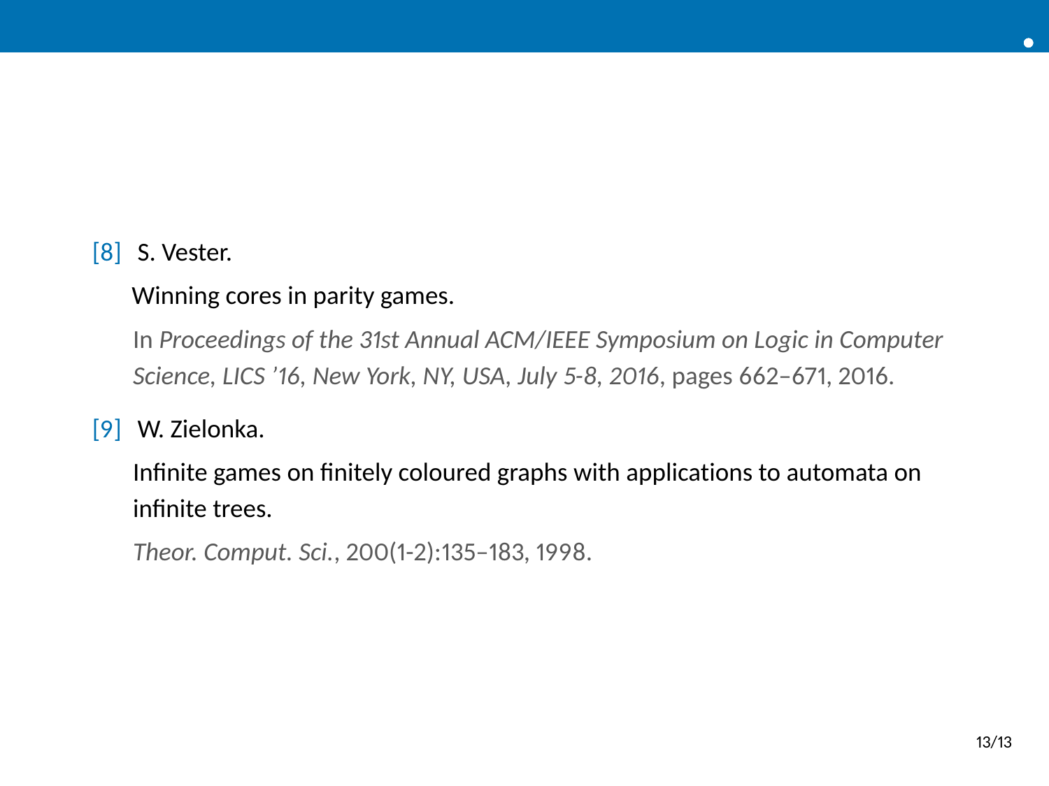[8] S. Vester.

Winning cores in parity games.

In *Proceedings of the 31st Annual ACM/IEEE Symposium on Logic in Computer Science, LICS '16, New York, NY, USA, July 5-8, 2016*, pages 662–671, 2016.

[9] W. Zielonka.

Infinite games on finitely coloured graphs with applications to automata on infinite trees.

*Theor. Comput. Sci.*, 200(1-2):135–183, 1998.